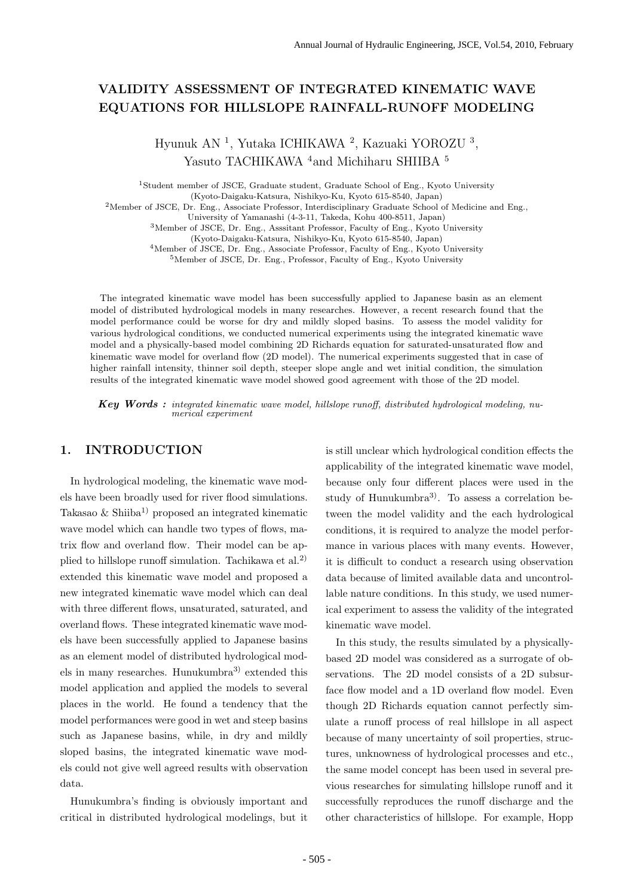# VALIDITY ASSESSMENT OF INTEGRATED KINEMATIC WAVE EQUATIONS FOR HILLSLOPE RAINFALL-RUNOFF MODELING

Hyunuk AN [1], Yutaka ICHIKAWA [2], Kazuaki YOROZU [3],
Yasuto TACHIKAWA [4] and Michiharu SHIIBA [5]

[1] Student member of JSCE, Graduate student, Graduate School of Eng., Kyoto University (Kyoto-Daigaku-Katsura, Nishikyo-Ku, Kyoto 615-8540, Japan)
[2] Member of JSCE, Dr. Eng., Associate Professor, Interdisciplinary Graduate School of Medicine and Eng., University of Yamanashi (4-3-11, Takeda, Kohu 400-8511, Japan)
[3] Member of JSCE, Dr. Eng., Asssitant Professor, Faculty of Eng., Kyoto University (Kyoto-Daigaku-Katsura, Nishikyo-Ku, Kyoto 615-8540, Japan)
[4] Member of JSCE, Dr. Eng., Associate Professor, Faculty of Eng., Kyoto University
[5] Member of JSCE, Dr. Eng., Professor, Faculty of Eng., Kyoto University

The integrated kinematic wave model has been successfully applied to Japanese basin as an element model of distributed hydrological models in many researches. However, a recent research found that the model performance could be worse for dry and mildly sloped basins. To assess the model validity for various hydrological conditions, we conducted numerical experiments using the integrated kinematic wave model and a physically-based model combining 2D Richards equation for saturated-unsaturated flow and kinematic wave model for overland flow (2D model). The numerical experiments suggested that in case of higher rainfall intensity, thinner soil depth, steeper slope angle and wet initial condition, the simulation results of the integrated kinematic wave model showed good agreement with those of the 2D model.

***Key Words :*** *integrated kinematic wave model, hillslope runoff, distributed hydrological modeling, numerical experiment*

## 1. INTRODUCTION

In hydrological modeling, the kinematic wave models have been broadly used for river flood simulations. Takasao & Shiiba[1] proposed an integrated kinematic wave model which can handle two types of flows, matrix flow and overland flow. Their model can be applied to hillslope runoff simulation. Tachikawa et al.[2] extended this kinematic wave model and proposed a new integrated kinematic wave model which can deal with three different flows, unsaturated, saturated, and overland flows. These integrated kinematic wave models have been successfully applied to Japanese basins as an element model of distributed hydrological models in many researches. Hunukumbra[3] extended this model application and applied the models to several places in the world. He found a tendency that the model performances were good in wet and steep basins such as Japanese basins, while, in dry and mildly sloped basins, the integrated kinematic wave models could not give well agreed results with observation data.

Hunukumbra's finding is obviously important and critical in distributed hydrological modelings, but it is still unclear which hydrological condition effects the applicability of the integrated kinematic wave model, because only four different places were used in the study of Hunukumbra[3]. To assess a correlation between the model validity and the each hydrological conditions, it is required to analyze the model performance in various places with many events. However, it is difficult to conduct a research using observation data because of limited available data and uncontrollable nature conditions. In this study, we used numerical experiment to assess the validity of the integrated kinematic wave model.

In this study, the results simulated by a physically-based 2D model was considered as a surrogate of observations. The 2D model consists of a 2D subsurface flow model and a 1D overland flow model. Even though 2D Richards equation cannot perfectly simulate a runoff process of real hillslope in all aspect because of many uncertainty of soil properties, structures, unknowness of hydrological processes and etc., the same model concept has been used in several previous researches for simulating hillslope runoff and it successfully reproduces the runoff discharge and the other characteristics of hillslope. For example, Hopp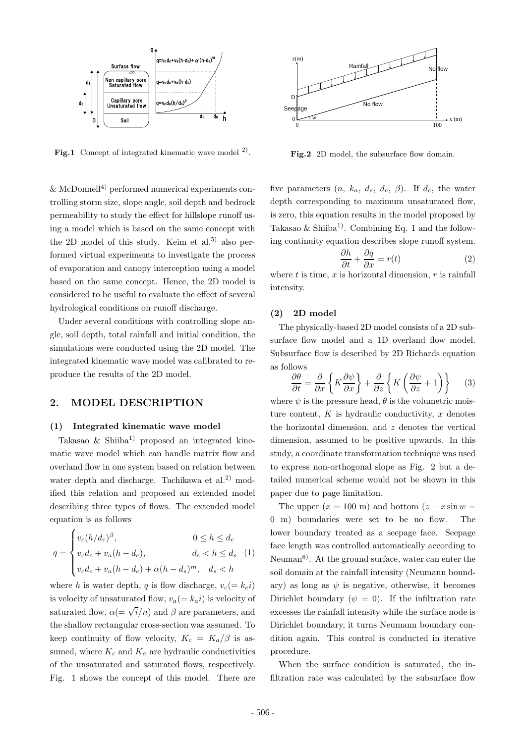**Fig.1** Concept of integrated kinematic wave model [2].

**Fig.2** 2D model, the subsurface flow domain.

& McDonnell[4] performed numerical experiments controlling storm size, slope angle, soil depth and bedrock permeability to study the effect for hillslope runoff using a model which is based on the same concept with the 2D model of this study. Keim et al.[5] also performed virtual experiments to investigate the process of evaporation and canopy interception using a model based on the same concept. Hence, the 2D model is considered to be useful to evaluate the effect of several hydrological conditions on runoff discharge.

Under several conditions with controlling slope angle, soil depth, total rainfall and initial condition, the simulations were conducted using the 2D model. The integrated kinematic wave model was calibrated to reproduce the results of the 2D model.

## 2. MODEL DESCRIPTION

### (1) Integrated kinematic wave model

Takasao & Shiiba[1] proposed an integrated kinematic wave model which can handle matrix flow and overland flow in one system based on relation between water depth and discharge. Tachikawa et al.[2] modified this relation and proposed an extended model describing three types of flows. The extended model equation is as follows

$$q = \begin{cases} v_c(h/d_c)^{\beta}, & 0 \leq h \leq d_c \\ v_c d_c + v_a(h - d_c), & d_c < h \leq d_s \\ v_c d_c + v_a(h - d_c) + \alpha(h - d_s)^m, & d_s < h \end{cases} \quad (1)$$

where $h$ is water depth, $q$ is flow discharge, $v_c (= k_c i)$ is velocity of unsaturated flow, $v_a (= k_a i)$ is velocity of saturated flow, $\alpha (= \sqrt{i}/n)$ and $\beta$ are parameters, and the shallow rectangular cross-section was assumed. To keep continuity of flow velocity, $K_c = K_a/\beta$ is assumed, where $K_c$ and $K_a$ are hydraulic conductivities of the unsaturated and saturated flows, respectively. Fig. 1 shows the concept of this model. There are five parameters ($n$, $k_a$, $d_s$, $d_c$, $\beta$). If $d_c$, the water depth corresponding to maximum unsaturated flow, is zero, this equation results in the model proposed by Takasao & Shiiba[1]. Combining Eq. 1 and the following continuity equation describes slope runoff system.

$$\frac{\partial h}{\partial t} + \frac{\partial q}{\partial x} = r(t) \quad (2)$$

where $t$ is time, $x$ is horizontal dimension, $r$ is rainfall intensity.

### (2) 2D model

The physically-based 2D model consists of a 2D subsurface flow model and a 1D overland flow model. Subsurface flow is described by 2D Richards equation as follows

$$\frac{\partial \theta}{\partial t} = \frac{\partial}{\partial x}\left\{K\frac{\partial \psi}{\partial x}\right\} + \frac{\partial}{\partial z}\left\{K\left(\frac{\partial \psi}{\partial z} + 1\right)\right\} \quad (3)$$

where $\psi$ is the pressure head, $\theta$ is the volumetric moisture content, $K$ is hydraulic conductivity, $x$ denotes the horizontal dimension, and $z$ denotes the vertical dimension, assumed to be positive upwards. In this study, a coordinate transformation technique was used to express non-orthogonal slope as Fig. 2 but a detailed numerical scheme would not be shown in this paper due to page limitation.

The upper ($x = 100$ m) and bottom ($z - x\sin w = 0$ m) boundaries were set to be no flow. The lower boundary treated as a seepage face. Seepage face length was controlled automatically according to Neuman[6]. At the ground surface, water can enter the soil domain at the rainfall intensity (Neumann boundary) as long as $\psi$ is negative, otherwise, it becomes Dirichlet boundary ($\psi = 0$). If the infiltration rate excesses the rainfall intensity while the surface node is Dirichlet boundary, it turns Neumann boundary condition again. This control is conducted in iterative procedure.

When the surface condition is saturated, the infiltration rate was calculated by the subsurface flow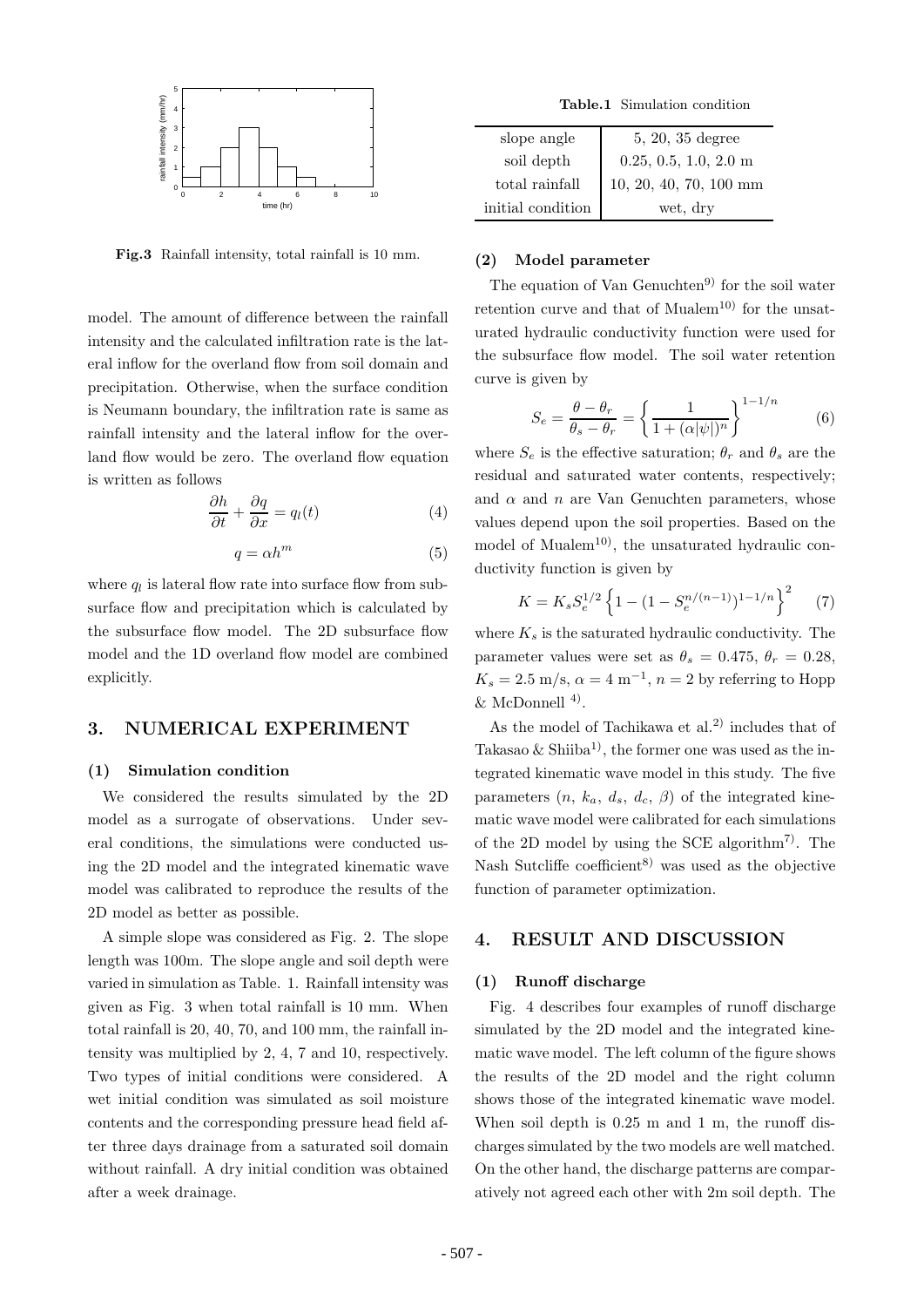Fig.3 Rainfall intensity, total rainfall is 10 mm.

model. The amount of difference between the rainfall intensity and the calculated infiltration rate is the lateral inflow for the overland flow from soil domain and precipitation. Otherwise, when the surface condition is Neumann boundary, the infiltration rate is same as rainfall intensity and the lateral inflow for the overland flow would be zero. The overland flow equation is written as follows

$$\frac{\partial h}{\partial t} + \frac{\partial q}{\partial x} = q_l(t) \tag{4}$$

$$q = \alpha h^m \tag{5}$$

where $q_l$ is lateral flow rate into surface flow from subsurface flow and precipitation which is calculated by the subsurface flow model. The 2D subsurface flow model and the 1D overland flow model are combined explicitly.

## 3. NUMERICAL EXPERIMENT

### (1) Simulation condition

We considered the results simulated by the 2D model as a surrogate of observations. Under several conditions, the simulations were conducted using the 2D model and the integrated kinematic wave model was calibrated to reproduce the results of the 2D model as better as possible.

A simple slope was considered as Fig. 2. The slope length was 100m. The slope angle and soil depth were varied in simulation as Table. 1. Rainfall intensity was given as Fig. 3 when total rainfall is 10 mm. When total rainfall is 20, 40, 70, and 100 mm, the rainfall intensity was multiplied by 2, 4, 7 and 10, respectively. Two types of initial conditions were considered. A wet initial condition was simulated as soil moisture contents and the corresponding pressure head field after three days drainage from a saturated soil domain without rainfall. A dry initial condition was obtained after a week drainage.

**Table.1** Simulation condition

| | |
|---|---|
| slope angle | 5, 20, 35 degree |
| soil depth | 0.25, 0.5, 1.0, 2.0 m |
| total rainfall | 10, 20, 40, 70, 100 mm |
| initial condition | wet, dry |

### (2) Model parameter

The equation of Van Genuchten[9] for the soil water retention curve and that of Mualem[10] for the unsaturated hydraulic conductivity function were used for the subsurface flow model. The soil water retention curve is given by

$$S_e = \frac{\theta - \theta_r}{\theta_s - \theta_r} = \left\{ \frac{1}{1 + (\alpha|\psi|)^n} \right\}^{1-1/n} \tag{6}$$

where $S_e$ is the effective saturation; $\theta_r$ and $\theta_s$ are the residual and saturated water contents, respectively; and $\alpha$ and $n$ are Van Genuchten parameters, whose values depend upon the soil properties. Based on the model of Mualem[10], the unsaturated hydraulic conductivity function is given by

$$K = K_s S_e^{1/2} \left\{ 1 - (1 - S_e^{n/(n-1)})^{1-1/n} \right\}^2 \tag{7}$$

where $K_s$ is the saturated hydraulic conductivity. The parameter values were set as $\theta_s = 0.475$, $\theta_r = 0.28$, $K_s = 2.5$ m/s, $\alpha = 4$ m$^{-1}$, $n = 2$ by referring to Hopp & McDonnell [4].

As the model of Tachikawa et al.[2] includes that of Takasao & Shiiba[1], the former one was used as the integrated kinematic wave model in this study. The five parameters ($n$, $k_a$, $d_s$, $d_c$, $\beta$) of the integrated kinematic wave model were calibrated for each simulations of the 2D model by using the SCE algorithm[7]. The Nash Sutcliffe coefficient[8] was used as the objective function of parameter optimization.

## 4. RESULT AND DISCUSSION

### (1) Runoff discharge

Fig. 4 describes four examples of runoff discharge simulated by the 2D model and the integrated kinematic wave model. The left column of the figure shows the results of the 2D model and the right column shows those of the integrated kinematic wave model. When soil depth is 0.25 m and 1 m, the runoff discharges simulated by the two models are well matched. On the other hand, the discharge patterns are comparatively not agreed each other with 2m soil depth. The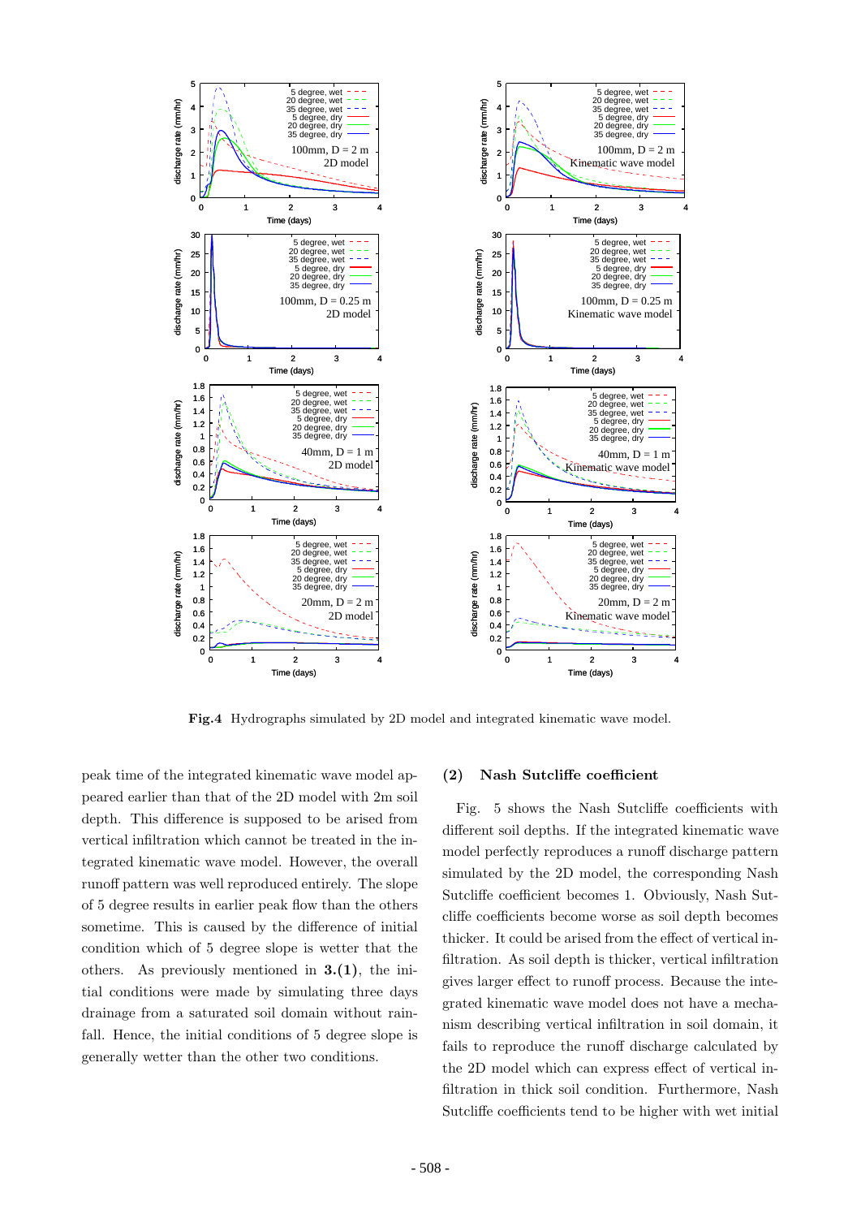**Fig.4** Hydrographs simulated by 2D model and integrated kinematic wave model.

peak time of the integrated kinematic wave model appeared earlier than that of the 2D model with 2m soil depth. This difference is supposed to be arised from vertical infiltration which cannot be treated in the integrated kinematic wave model. However, the overall runoff pattern was well reproduced entirely. The slope of 5 degree results in earlier peak flow than the others sometime. This is caused by the difference of initial condition which of 5 degree slope is wetter that the others. As previously mentioned in **3.(1)**, the initial conditions were made by simulating three days drainage from a saturated soil domain without rainfall. Hence, the initial conditions of 5 degree slope is generally wetter than the other two conditions.

### (2) Nash Sutcliffe coefficient

Fig. 5 shows the Nash Sutcliffe coefficients with different soil depths. If the integrated kinematic wave model perfectly reproduces a runoff discharge pattern simulated by the 2D model, the corresponding Nash Sutcliffe coefficient becomes 1. Obviously, Nash Sutcliffe coefficients become worse as soil depth becomes thicker. It could be arised from the effect of vertical infiltration. As soil depth is thicker, vertical infiltration gives larger effect to runoff process. Because the integrated kinematic wave model does not have a mechanism describing vertical infiltration in soil domain, it fails to reproduce the runoff discharge calculated by the 2D model which can express effect of vertical infiltration in thick soil condition. Furthermore, Nash Sutcliffe coefficients tend to be higher with wet initial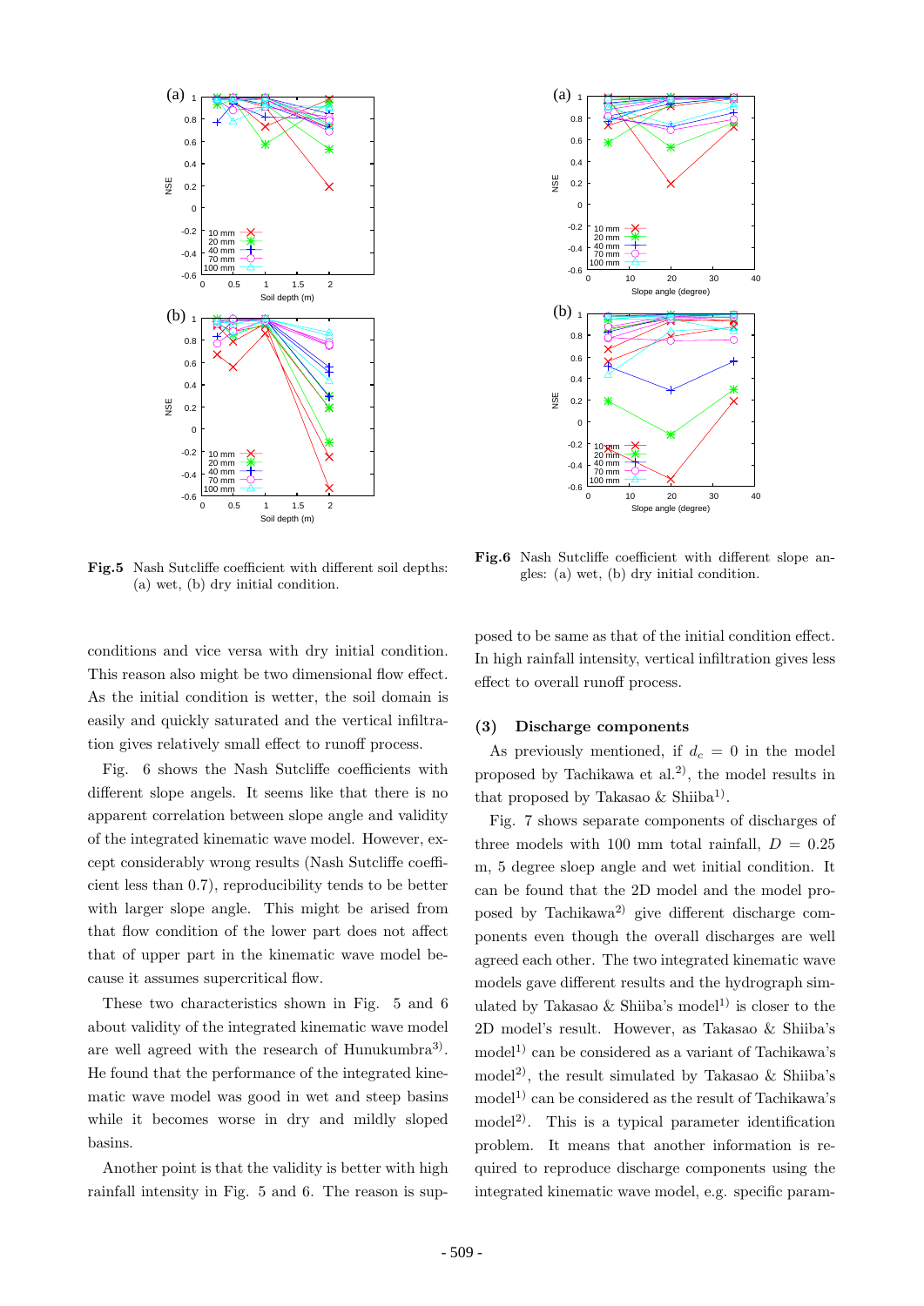**Fig.5** Nash Sutcliffe coefficient with different soil depths: (a) wet, (b) dry initial condition.

**Fig.6** Nash Sutcliffe coefficient with different slope angles: (a) wet, (b) dry initial condition.

conditions and vice versa with dry initial condition. This reason also might be two dimensional flow effect. As the initial condition is wetter, the soil domain is easily and quickly saturated and the vertical infiltration gives relatively small effect to runoff process.

Fig. 6 shows the Nash Sutcliffe coefficients with different slope angels. It seems like that there is no apparent correlation between slope angle and validity of the integrated kinematic wave model. However, except considerably wrong results (Nash Sutcliffe coefficient less than 0.7), reproducibility tends to be better with larger slope angle. This might be arised from that flow condition of the lower part does not affect that of upper part in the kinematic wave model because it assumes supercritical flow.

These two characteristics shown in Fig. 5 and 6 about validity of the integrated kinematic wave model are well agreed with the research of Hunukumbra[3]. He found that the performance of the integrated kinematic wave model was good in wet and steep basins while it becomes worse in dry and mildly sloped basins.

Another point is that the validity is better with high rainfall intensity in Fig. 5 and 6. The reason is supposed to be same as that of the initial condition effect. In high rainfall intensity, vertical infiltration gives less effect to overall runoff process.

### (3) Discharge components

As previously mentioned, if $d_c = 0$ in the model proposed by Tachikawa et al.[2], the model results in that proposed by Takasao & Shiiba[1].

Fig. 7 shows separate components of discharges of three models with 100 mm total rainfall, $D = 0.25$ m, 5 degree sloep angle and wet initial condition. It can be found that the 2D model and the model proposed by Tachikawa[2] give different discharge components even though the overall discharges are well agreed each other. The two integrated kinematic wave models gave different results and the hydrograph simulated by Takasao & Shiiba's model[1] is closer to the 2D model's result. However, as Takasao & Shiiba's model[1] can be considered as a variant of Tachikawa's model[2], the result simulated by Takasao & Shiiba's model[1] can be considered as the result of Tachikawa's model[2]. This is a typical parameter identification problem. It means that another information is required to reproduce discharge components using the integrated kinematic wave model, e.g. specific param-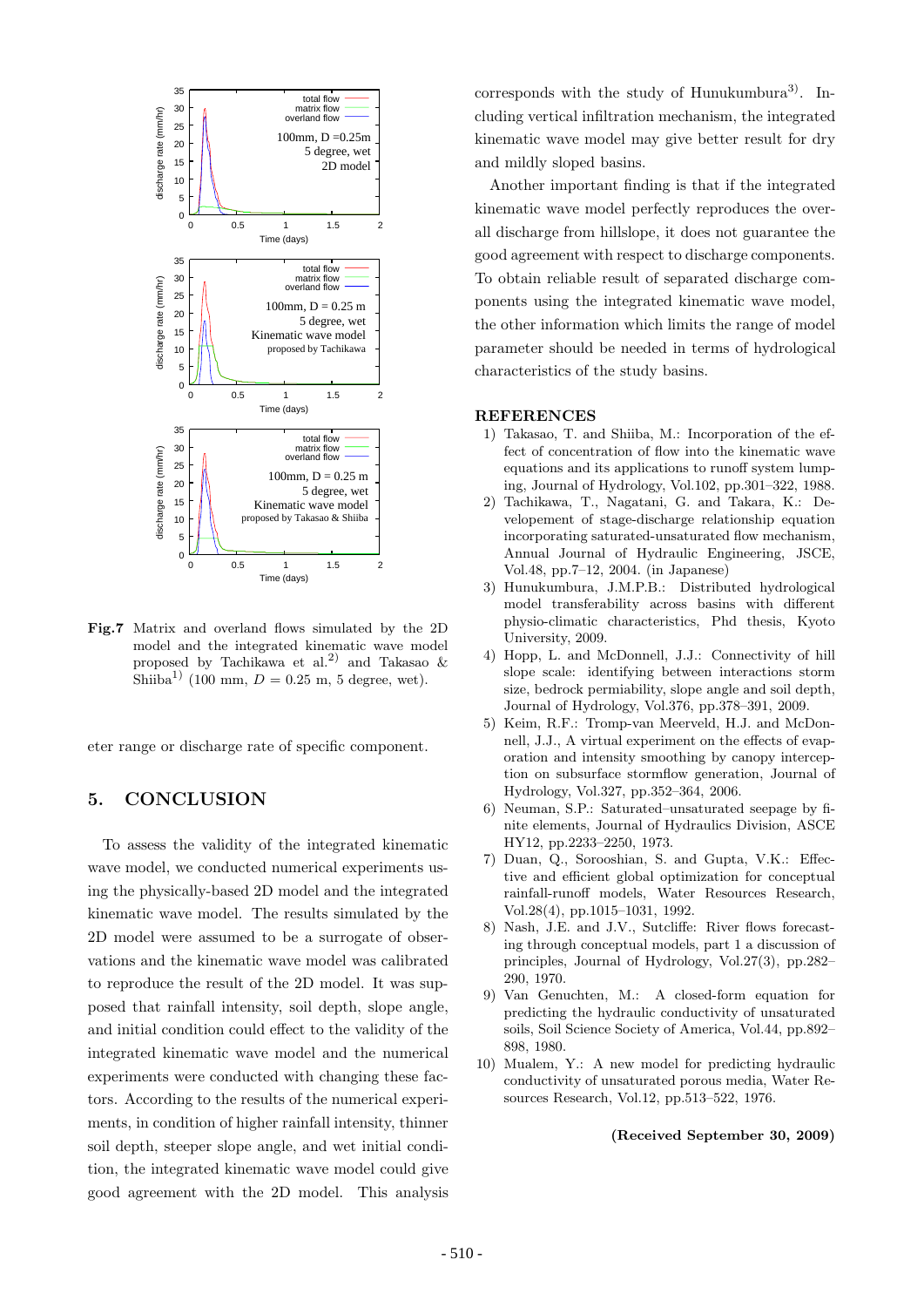35
30
25
20
15
10
5
0
discharge rate (mm/hr)
0 0.5 1 1.5 2
Time (days)
total flow
matrix flow
overland flow
100mm, D =0.25m
5 degree, wet
2D model

35
30
25
20
15
10
5
0
discharge rate (mm/hr)
0 0.5 1 1.5 2
Time (days)
total flow
matrix flow
overland flow
100mm, D = 0.25 m
5 degree, wet
Kinematic wave model
proposed by Tachikawa

35
30
25
20
15
10
5
0
discharge rate (mm/hr)
0 0.5 1 1.5 2
Time (days)
total flow
matrix flow
overland flow
100mm, D = 0.25 m
5 degree, wet
Kinematic wave model
proposed by Takasao & Shiiba

**Fig.7** Matrix and overland flows simulated by the 2D model and the integrated kinematic wave model proposed by Tachikawa et al.[2] and Takasao & Shiiba[1] (100 mm, $D = 0.25$ m, 5 degree, wet).

eter range or discharge rate of specific component.

## 5. CONCLUSION

To assess the validity of the integrated kinematic wave model, we conducted numerical experiments using the physically-based 2D model and the integrated kinematic wave model. The results simulated by the 2D model were assumed to be a surrogate of observations and the kinematic wave model was calibrated to reproduce the result of the 2D model. It was supposed that rainfall intensity, soil depth, slope angle, and initial condition could effect to the validity of the integrated kinematic wave model and the numerical experiments were conducted with changing these factors. According to the results of the numerical experiments, in condition of higher rainfall intensity, thinner soil depth, steeper slope angle, and wet initial condition, the integrated kinematic wave model could give good agreement with the 2D model. This analysis corresponds with the study of Hunukumbura[3]. Including vertical infiltration mechanism, the integrated kinematic wave model may give better result for dry and mildly sloped basins.

Another important finding is that if the integrated kinematic wave model perfectly reproduces the overall discharge from hillslope, it does not guarantee the good agreement with respect to discharge components. To obtain reliable result of separated discharge components using the integrated kinematic wave model, the other information which limits the range of model parameter should be needed in terms of hydrological characteristics of the study basins.

### REFERENCES

1) Takasao, T. and Shiiba, M.: Incorporation of the effect of concentration of flow into the kinematic wave equations and its applications to runoff system lumping, Journal of Hydrology, Vol.102, pp.301–322, 1988.
2) Tachikawa, T., Nagatani, G. and Takara, K.: Developement of stage-discharge relationship equation incorporating saturated-unsaturated flow mechanism, Annual Journal of Hydraulic Engineering, JSCE, Vol.48, pp.7–12, 2004. (in Japanese)
3) Hunukumbura, J.M.P.B.: Distributed hydrological model transferability across basins with different physio-climatic characteristics, Phd thesis, Kyoto University, 2009.
4) Hopp, L. and McDonnell, J.J.: Connectivity of hill slope scale: identifying between interactions storm size, bedrock permiability, slope angle and soil depth, Journal of Hydrology, Vol.376, pp.378–391, 2009.
5) Keim, R.F.: Tromp-van Meerveld, H.J. and McDonnell, J.J., A virtual experiment on the effects of evaporation and intensity smoothing by canopy interception on subsurface stormflow generation, Journal of Hydrology, Vol.327, pp.352–364, 2006.
6) Neuman, S.P.: Saturated–unsaturated seepage by finite elements, Journal of Hydraulics Division, ASCE HY12, pp.2233–2250, 1973.
7) Duan, Q., Sorooshian, S. and Gupta, V.K.: Effective and efficient global optimization for conceptual rainfall-runoff models, Water Resources Research, Vol.28(4), pp.1015–1031, 1992.
8) Nash, J.E. and J.V., Sutcliffe: River flows forecasting through conceptual models, part 1 a discussion of principles, Journal of Hydrology, Vol.27(3), pp.282–290, 1970.
9) Van Genuchten, M.: A closed-form equation for predicting the hydraulic conductivity of unsaturated soils, Soil Science Society of America, Vol.44, pp.892–898, 1980.
10) Mualem, Y.: A new model for predicting hydraulic conductivity of unsaturated porous media, Water Resources Research, Vol.12, pp.513–522, 1976.

**(Received September 30, 2009)**